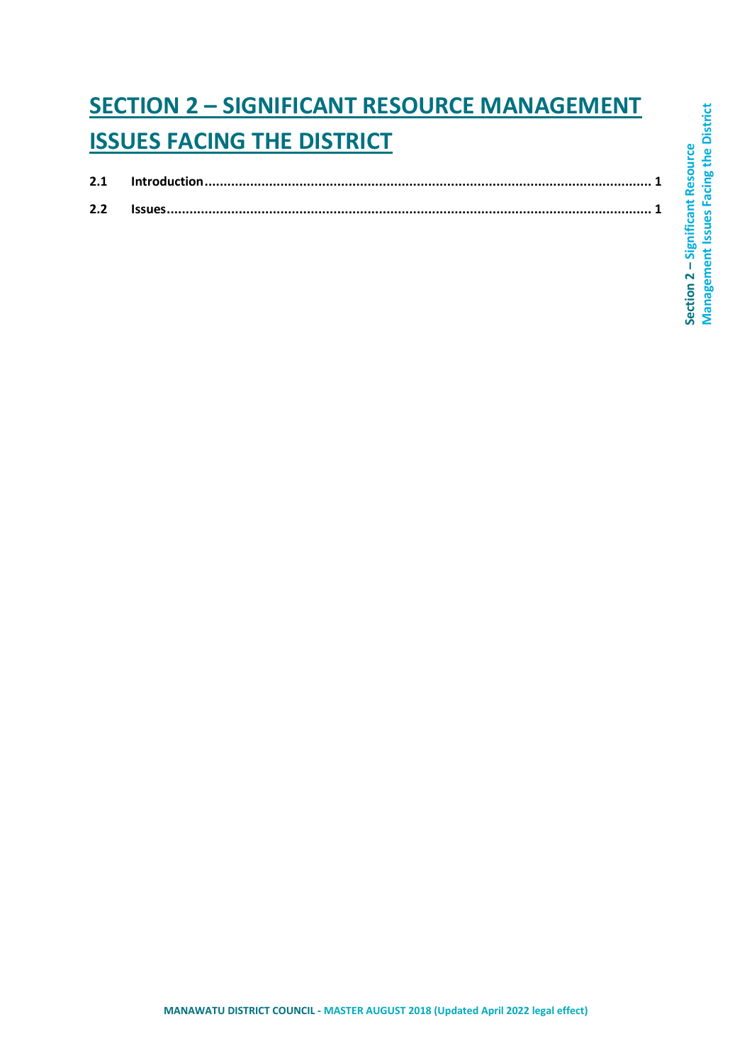# SECTION 2 – SIGNIFICANT RESOURCE MANAGEMENT ISSUES FACING THE DISTRICT

**2.1 Introduction** ........................................................................................................ **1**

**2.2 Issues** ........................................................................................................ **1**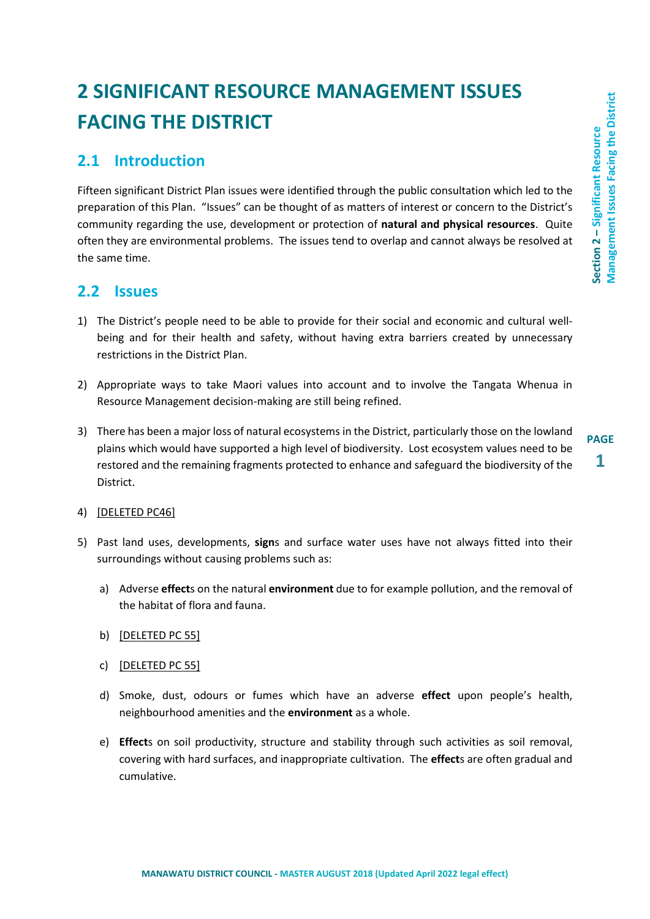# 2 SIGNIFICANT RESOURCE MANAGEMENT ISSUES FACING THE DISTRICT

## 2.1 Introduction

Fifteen significant District Plan issues were identified through the public consultation which led to the preparation of this Plan. "Issues" can be thought of as matters of interest or concern to the District's community regarding the use, development or protection of **natural and physical resources**. Quite often they are environmental problems. The issues tend to overlap and cannot always be resolved at the same time.

## 2.2 Issues

1) The District's people need to be able to provide for their social and economic and cultural well-being and for their health and safety, without having extra barriers created by unnecessary restrictions in the District Plan.

2) Appropriate ways to take Maori values into account and to involve the Tangata Whenua in Resource Management decision-making are still being refined.

3) There has been a major loss of natural ecosystems in the District, particularly those on the lowland plains which would have supported a high level of biodiversity. Lost ecosystem values need to be restored and the remaining fragments protected to enhance and safeguard the biodiversity of the District.

4) [DELETED PC46]

5) Past land uses, developments, **sign**s and surface water uses have not always fitted into their surroundings without causing problems such as:

   a) Adverse **effect**s on the natural **environment** due to for example pollution, and the removal of the habitat of flora and fauna.

   b) [DELETED PC 55]

   c) [DELETED PC 55]

   d) Smoke, dust, odours or fumes which have an adverse **effect** upon people's health, neighbourhood amenities and the **environment** as a whole.

   e) **Effect**s on soil productivity, structure and stability through such activities as soil removal, covering with hard surfaces, and inappropriate cultivation. The **effect**s are often gradual and cumulative.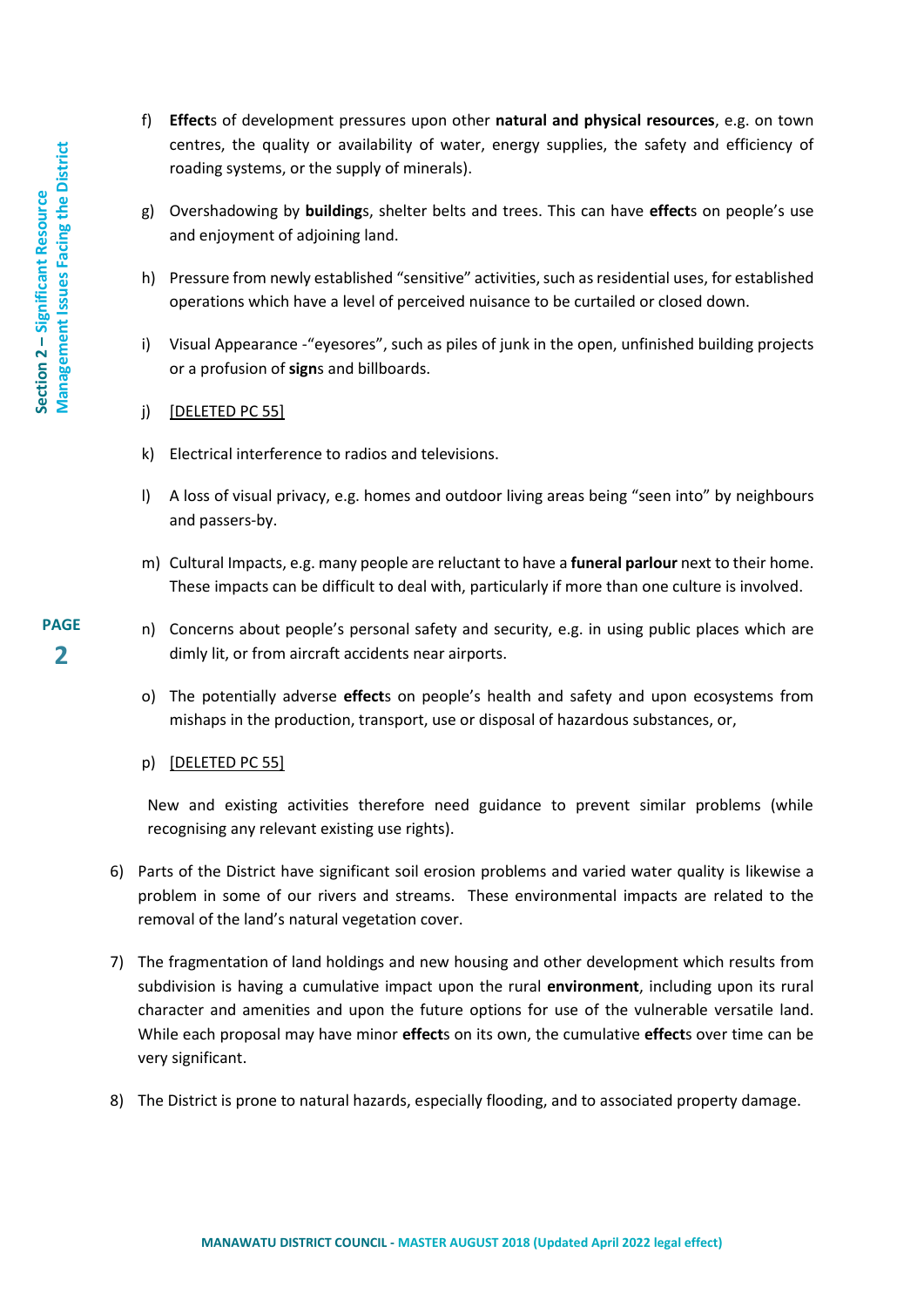f) **Effect**s of development pressures upon other **natural and physical resources**, e.g. on town centres, the quality or availability of water, energy supplies, the safety and efficiency of roading systems, or the supply of minerals).

g) Overshadowing by **building**s, shelter belts and trees. This can have **effect**s on people's use and enjoyment of adjoining land.

h) Pressure from newly established "sensitive" activities, such as residential uses, for established operations which have a level of perceived nuisance to be curtailed or closed down.

i) Visual Appearance -"eyesores", such as piles of junk in the open, unfinished building projects or a profusion of **sign**s and billboards.

j) <u>[DELETED PC 55]</u>

k) Electrical interference to radios and televisions.

l) A loss of visual privacy, e.g. homes and outdoor living areas being "seen into" by neighbours and passers-by.

m) Cultural Impacts, e.g. many people are reluctant to have a **funeral parlour** next to their home. These impacts can be difficult to deal with, particularly if more than one culture is involved.

n) Concerns about people's personal safety and security, e.g. in using public places which are dimly lit, or from aircraft accidents near airports.

o) The potentially adverse **effect**s on people's health and safety and upon ecosystems from mishaps in the production, transport, use or disposal of hazardous substances, or,

p) <u>[DELETED PC 55]</u>

New and existing activities therefore need guidance to prevent similar problems (while recognising any relevant existing use rights).

6) Parts of the District have significant soil erosion problems and varied water quality is likewise a problem in some of our rivers and streams. These environmental impacts are related to the removal of the land's natural vegetation cover.

7) The fragmentation of land holdings and new housing and other development which results from subdivision is having a cumulative impact upon the rural **environment**, including upon its rural character and amenities and upon the future options for use of the vulnerable versatile land. While each proposal may have minor **effect**s on its own, the cumulative **effect**s over time can be very significant.

8) The District is prone to natural hazards, especially flooding, and to associated property damage.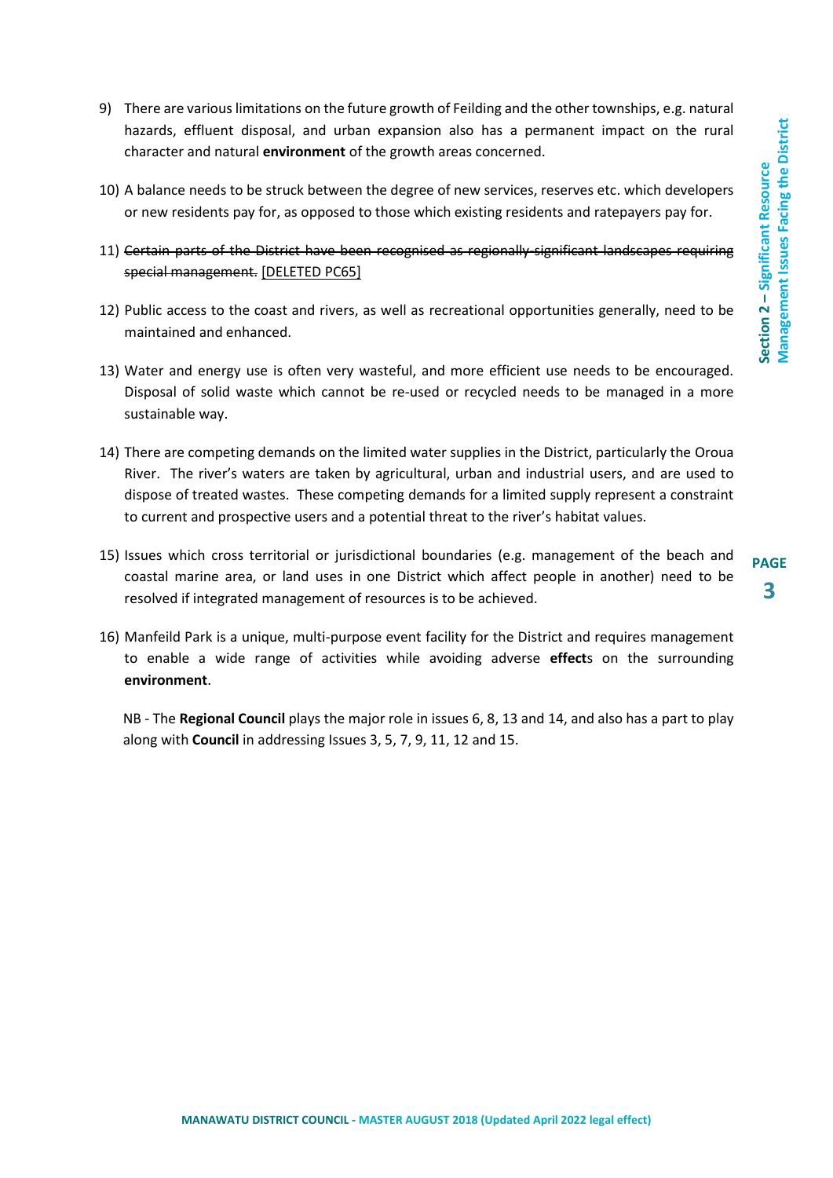9) There are various limitations on the future growth of Feilding and the other townships, e.g. natural hazards, effluent disposal, and urban expansion also has a permanent impact on the rural character and natural **environment** of the growth areas concerned.

10) A balance needs to be struck between the degree of new services, reserves etc. which developers or new residents pay for, as opposed to those which existing residents and ratepayers pay for.

11) ~~Certain parts of the District have been recognised as regionally significant landscapes requiring special management.~~ [DELETED PC65]

12) Public access to the coast and rivers, as well as recreational opportunities generally, need to be maintained and enhanced.

13) Water and energy use is often very wasteful, and more efficient use needs to be encouraged. Disposal of solid waste which cannot be re-used or recycled needs to be managed in a more sustainable way.

14) There are competing demands on the limited water supplies in the District, particularly the Oroua River. The river's waters are taken by agricultural, urban and industrial users, and are used to dispose of treated wastes. These competing demands for a limited supply represent a constraint to current and prospective users and a potential threat to the river's habitat values.

15) Issues which cross territorial or jurisdictional boundaries (e.g. management of the beach and coastal marine area, or land uses in one District which affect people in another) need to be resolved if integrated management of resources is to be achieved.

16) Manfeild Park is a unique, multi-purpose event facility for the District and requires management to enable a wide range of activities while avoiding adverse **effect**s on the surrounding **environment**.

NB - The **Regional Council** plays the major role in issues 6, 8, 13 and 14, and also has a part to play along with **Council** in addressing Issues 3, 5, 7, 9, 11, 12 and 15.